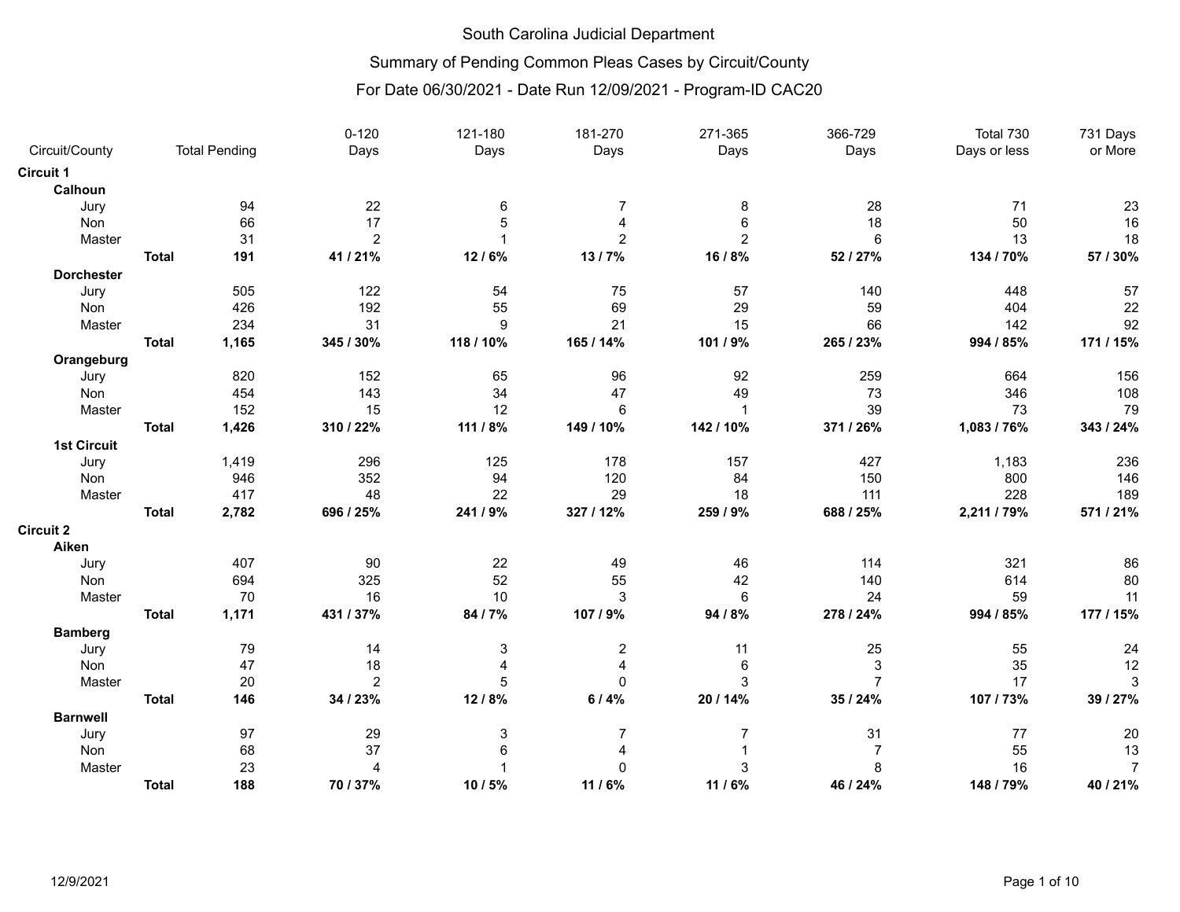# South Carolina Judicial Department

## Summary of Pending Common Pleas Cases by Circuit/County

### For Date 06/30/2021 - Date Run 12/09/2021 - Program-ID CAC20

| Circuit/County | | Total Pending | 0-120 Days | 121-180 Days | 181-270 Days | 271-365 Days | 366-729 Days | Total 730 Days or less | 731 Days or More |
|---|---|---|---|---|---|---|---|---|---|
| **Circuit 1** | | | | | | | | | |
| **Calhoun** | | | | | | | | | |
| Jury | | 94 | 22 | 6 | 7 | 8 | 28 | 71 | 23 |
| Non | | 66 | 17 | 5 | 4 | 6 | 18 | 50 | 16 |
| Master | | 31 | 2 | 1 | 2 | 2 | 6 | 13 | 18 |
| | **Total** | **191** | **41 / 21%** | **12 / 6%** | **13 / 7%** | **16 / 8%** | **52 / 27%** | **134 / 70%** | **57 / 30%** |
| **Dorchester** | | | | | | | | | |
| Jury | | 505 | 122 | 54 | 75 | 57 | 140 | 448 | 57 |
| Non | | 426 | 192 | 55 | 69 | 29 | 59 | 404 | 22 |
| Master | | 234 | 31 | 9 | 21 | 15 | 66 | 142 | 92 |
| | **Total** | **1,165** | **345 / 30%** | **118 / 10%** | **165 / 14%** | **101 / 9%** | **265 / 23%** | **994 / 85%** | **171 / 15%** |
| **Orangeburg** | | | | | | | | | |
| Jury | | 820 | 152 | 65 | 96 | 92 | 259 | 664 | 156 |
| Non | | 454 | 143 | 34 | 47 | 49 | 73 | 346 | 108 |
| Master | | 152 | 15 | 12 | 6 | 1 | 39 | 73 | 79 |
| | **Total** | **1,426** | **310 / 22%** | **111 / 8%** | **149 / 10%** | **142 / 10%** | **371 / 26%** | **1,083 / 76%** | **343 / 24%** |
| **1st Circuit** | | | | | | | | | |
| Jury | | 1,419 | 296 | 125 | 178 | 157 | 427 | 1,183 | 236 |
| Non | | 946 | 352 | 94 | 120 | 84 | 150 | 800 | 146 |
| Master | | 417 | 48 | 22 | 29 | 18 | 111 | 228 | 189 |
| | **Total** | **2,782** | **696 / 25%** | **241 / 9%** | **327 / 12%** | **259 / 9%** | **688 / 25%** | **2,211 / 79%** | **571 / 21%** |
| **Circuit 2** | | | | | | | | | |
| **Aiken** | | | | | | | | | |
| Jury | | 407 | 90 | 22 | 49 | 46 | 114 | 321 | 86 |
| Non | | 694 | 325 | 52 | 55 | 42 | 140 | 614 | 80 |
| Master | | 70 | 16 | 10 | 3 | 6 | 24 | 59 | 11 |
| | **Total** | **1,171** | **431 / 37%** | **84 / 7%** | **107 / 9%** | **94 / 8%** | **278 / 24%** | **994 / 85%** | **177 / 15%** |
| **Bamberg** | | | | | | | | | |
| Jury | | 79 | 14 | 3 | 2 | 11 | 25 | 55 | 24 |
| Non | | 47 | 18 | 4 | 4 | 6 | 3 | 35 | 12 |
| Master | | 20 | 2 | 5 | 0 | 3 | 7 | 17 | 3 |
| | **Total** | **146** | **34 / 23%** | **12 / 8%** | **6 / 4%** | **20 / 14%** | **35 / 24%** | **107 / 73%** | **39 / 27%** |
| **Barnwell** | | | | | | | | | |
| Jury | | 97 | 29 | 3 | 7 | 7 | 31 | 77 | 20 |
| Non | | 68 | 37 | 6 | 4 | 1 | 7 | 55 | 13 |
| Master | | 23 | 4 | 1 | 0 | 3 | 8 | 16 | 7 |
| | **Total** | **188** | **70 / 37%** | **10 / 5%** | **11 / 6%** | **11 / 6%** | **46 / 24%** | **148 / 79%** | **40 / 21%** |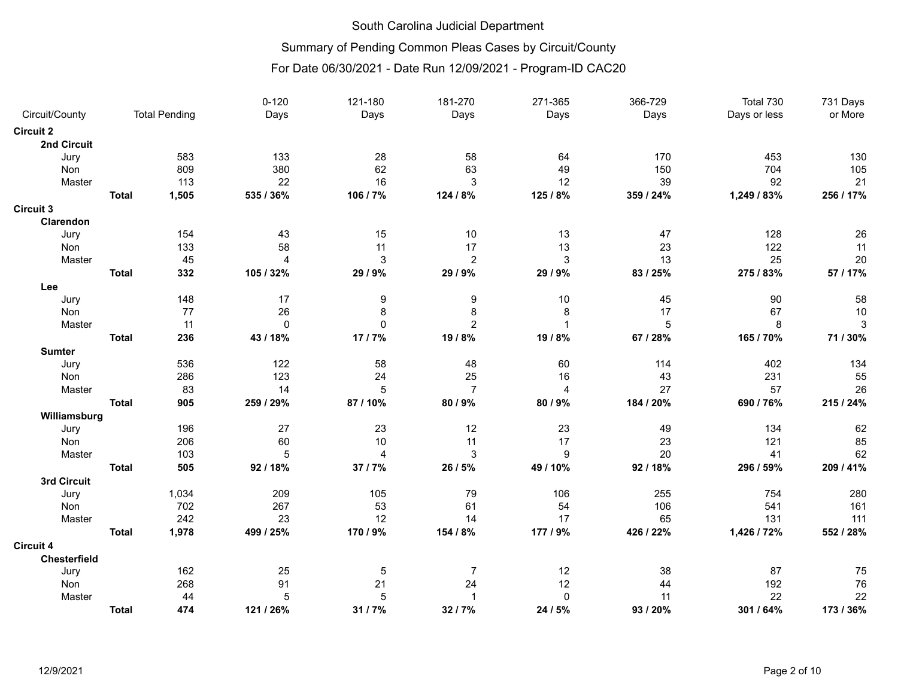# South Carolina Judicial Department

## Summary of Pending Common Pleas Cases by Circuit/County

### For Date 06/30/2021 - Date Run 12/09/2021 - Program-ID CAC20

| Circuit/County | | Total Pending | 0-120 Days | 121-180 Days | 181-270 Days | 271-365 Days | 366-729 Days | Total 730 Days or less | 731 Days or More |
|---|---|---|---|---|---|---|---|---|---|
| **Circuit 2** | | | | | | | | | |
| **2nd Circuit** | | | | | | | | | |
| Jury | | 583 | 133 | 28 | 58 | 64 | 170 | 453 | 130 |
| Non | | 809 | 380 | 62 | 63 | 49 | 150 | 704 | 105 |
| Master | | 113 | 22 | 16 | 3 | 12 | 39 | 92 | 21 |
| | **Total** | **1,505** | **535 / 36%** | **106 / 7%** | **124 / 8%** | **125 / 8%** | **359 / 24%** | **1,249 / 83%** | **256 / 17%** |
| **Circuit 3** | | | | | | | | | |
| **Clarendon** | | | | | | | | | |
| Jury | | 154 | 43 | 15 | 10 | 13 | 47 | 128 | 26 |
| Non | | 133 | 58 | 11 | 17 | 13 | 23 | 122 | 11 |
| Master | | 45 | 4 | 3 | 2 | 3 | 13 | 25 | 20 |
| | **Total** | **332** | **105 / 32%** | **29 / 9%** | **29 / 9%** | **29 / 9%** | **83 / 25%** | **275 / 83%** | **57 / 17%** |
| **Lee** | | | | | | | | | |
| Jury | | 148 | 17 | 9 | 9 | 10 | 45 | 90 | 58 |
| Non | | 77 | 26 | 8 | 8 | 8 | 17 | 67 | 10 |
| Master | | 11 | 0 | 0 | 2 | 1 | 5 | 8 | 3 |
| | **Total** | **236** | **43 / 18%** | **17 / 7%** | **19 / 8%** | **19 / 8%** | **67 / 28%** | **165 / 70%** | **71 / 30%** |
| **Sumter** | | | | | | | | | |
| Jury | | 536 | 122 | 58 | 48 | 60 | 114 | 402 | 134 |
| Non | | 286 | 123 | 24 | 25 | 16 | 43 | 231 | 55 |
| Master | | 83 | 14 | 5 | 7 | 4 | 27 | 57 | 26 |
| | **Total** | **905** | **259 / 29%** | **87 / 10%** | **80 / 9%** | **80 / 9%** | **184 / 20%** | **690 / 76%** | **215 / 24%** |
| **Williamsburg** | | | | | | | | | |
| Jury | | 196 | 27 | 23 | 12 | 23 | 49 | 134 | 62 |
| Non | | 206 | 60 | 10 | 11 | 17 | 23 | 121 | 85 |
| Master | | 103 | 5 | 4 | 3 | 9 | 20 | 41 | 62 |
| | **Total** | **505** | **92 / 18%** | **37 / 7%** | **26 / 5%** | **49 / 10%** | **92 / 18%** | **296 / 59%** | **209 / 41%** |
| **3rd Circuit** | | | | | | | | | |
| Jury | | 1,034 | 209 | 105 | 79 | 106 | 255 | 754 | 280 |
| Non | | 702 | 267 | 53 | 61 | 54 | 106 | 541 | 161 |
| Master | | 242 | 23 | 12 | 14 | 17 | 65 | 131 | 111 |
| | **Total** | **1,978** | **499 / 25%** | **170 / 9%** | **154 / 8%** | **177 / 9%** | **426 / 22%** | **1,426 / 72%** | **552 / 28%** |
| **Circuit 4** | | | | | | | | | |
| **Chesterfield** | | | | | | | | | |
| Jury | | 162 | 25 | 5 | 7 | 12 | 38 | 87 | 75 |
| Non | | 268 | 91 | 21 | 24 | 12 | 44 | 192 | 76 |
| Master | | 44 | 5 | 5 | 1 | 0 | 11 | 22 | 22 |
| | **Total** | **474** | **121 / 26%** | **31 / 7%** | **32 / 7%** | **24 / 5%** | **93 / 20%** | **301 / 64%** | **173 / 36%** |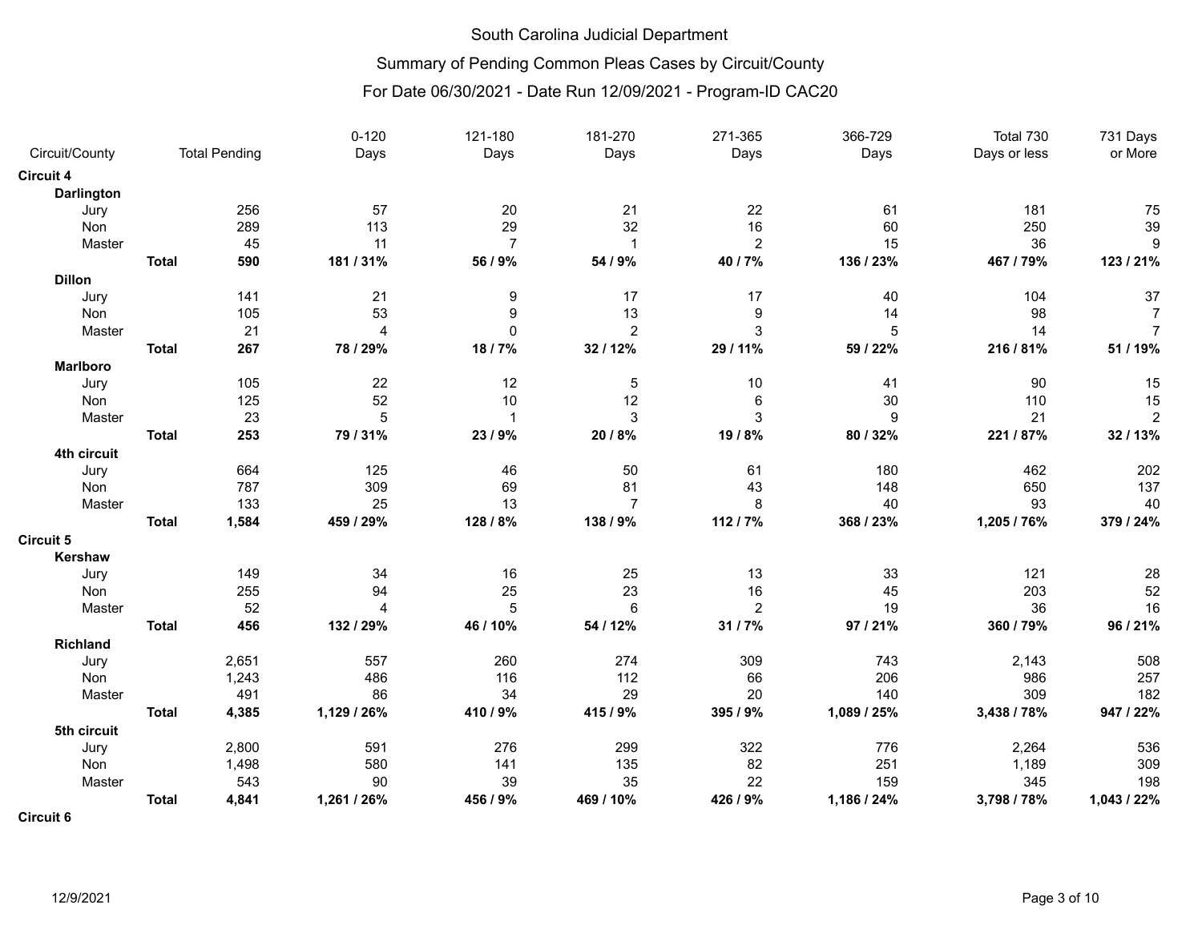South Carolina Judicial Department

Summary of Pending Common Pleas Cases by Circuit/County

For Date 06/30/2021 - Date Run 12/09/2021 - Program-ID CAC20

| Circuit/County | | Total Pending | 0-120 Days | 121-180 Days | 181-270 Days | 271-365 Days | 366-729 Days | Total 730 Days or less | 731 Days or More |
|---|---|---|---|---|---|---|---|---|---|
| **Circuit 4** | | | | | | | | | |
| **Darlington** | | | | | | | | | |
| Jury | | 256 | 57 | 20 | 21 | 22 | 61 | 181 | 75 |
| Non | | 289 | 113 | 29 | 32 | 16 | 60 | 250 | 39 |
| Master | | 45 | 11 | 7 | 1 | 2 | 15 | 36 | 9 |
| | **Total** | **590** | **181 / 31%** | **56 / 9%** | **54 / 9%** | **40 / 7%** | **136 / 23%** | **467 / 79%** | **123 / 21%** |
| **Dillon** | | | | | | | | | |
| Jury | | 141 | 21 | 9 | 17 | 17 | 40 | 104 | 37 |
| Non | | 105 | 53 | 9 | 13 | 9 | 14 | 98 | 7 |
| Master | | 21 | 4 | 0 | 2 | 3 | 5 | 14 | 7 |
| | **Total** | **267** | **78 / 29%** | **18 / 7%** | **32 / 12%** | **29 / 11%** | **59 / 22%** | **216 / 81%** | **51 / 19%** |
| **Marlboro** | | | | | | | | | |
| Jury | | 105 | 22 | 12 | 5 | 10 | 41 | 90 | 15 |
| Non | | 125 | 52 | 10 | 12 | 6 | 30 | 110 | 15 |
| Master | | 23 | 5 | 1 | 3 | 3 | 9 | 21 | 2 |
| | **Total** | **253** | **79 / 31%** | **23 / 9%** | **20 / 8%** | **19 / 8%** | **80 / 32%** | **221 / 87%** | **32 / 13%** |
| **4th circuit** | | | | | | | | | |
| Jury | | 664 | 125 | 46 | 50 | 61 | 180 | 462 | 202 |
| Non | | 787 | 309 | 69 | 81 | 43 | 148 | 650 | 137 |
| Master | | 133 | 25 | 13 | 7 | 8 | 40 | 93 | 40 |
| | **Total** | **1,584** | **459 / 29%** | **128 / 8%** | **138 / 9%** | **112 / 7%** | **368 / 23%** | **1,205 / 76%** | **379 / 24%** |
| **Circuit 5** | | | | | | | | | |
| **Kershaw** | | | | | | | | | |
| Jury | | 149 | 34 | 16 | 25 | 13 | 33 | 121 | 28 |
| Non | | 255 | 94 | 25 | 23 | 16 | 45 | 203 | 52 |
| Master | | 52 | 4 | 5 | 6 | 2 | 19 | 36 | 16 |
| | **Total** | **456** | **132 / 29%** | **46 / 10%** | **54 / 12%** | **31 / 7%** | **97 / 21%** | **360 / 79%** | **96 / 21%** |
| **Richland** | | | | | | | | | |
| Jury | | 2,651 | 557 | 260 | 274 | 309 | 743 | 2,143 | 508 |
| Non | | 1,243 | 486 | 116 | 112 | 66 | 206 | 986 | 257 |
| Master | | 491 | 86 | 34 | 29 | 20 | 140 | 309 | 182 |
| | **Total** | **4,385** | **1,129 / 26%** | **410 / 9%** | **415 / 9%** | **395 / 9%** | **1,089 / 25%** | **3,438 / 78%** | **947 / 22%** |
| **5th circuit** | | | | | | | | | |
| Jury | | 2,800 | 591 | 276 | 299 | 322 | 776 | 2,264 | 536 |
| Non | | 1,498 | 580 | 141 | 135 | 82 | 251 | 1,189 | 309 |
| Master | | 543 | 90 | 39 | 35 | 22 | 159 | 345 | 198 |
| | **Total** | **4,841** | **1,261 / 26%** | **456 / 9%** | **469 / 10%** | **426 / 9%** | **1,186 / 24%** | **3,798 / 78%** | **1,043 / 22%** |
| **Circuit 6** | | | | | | | | | |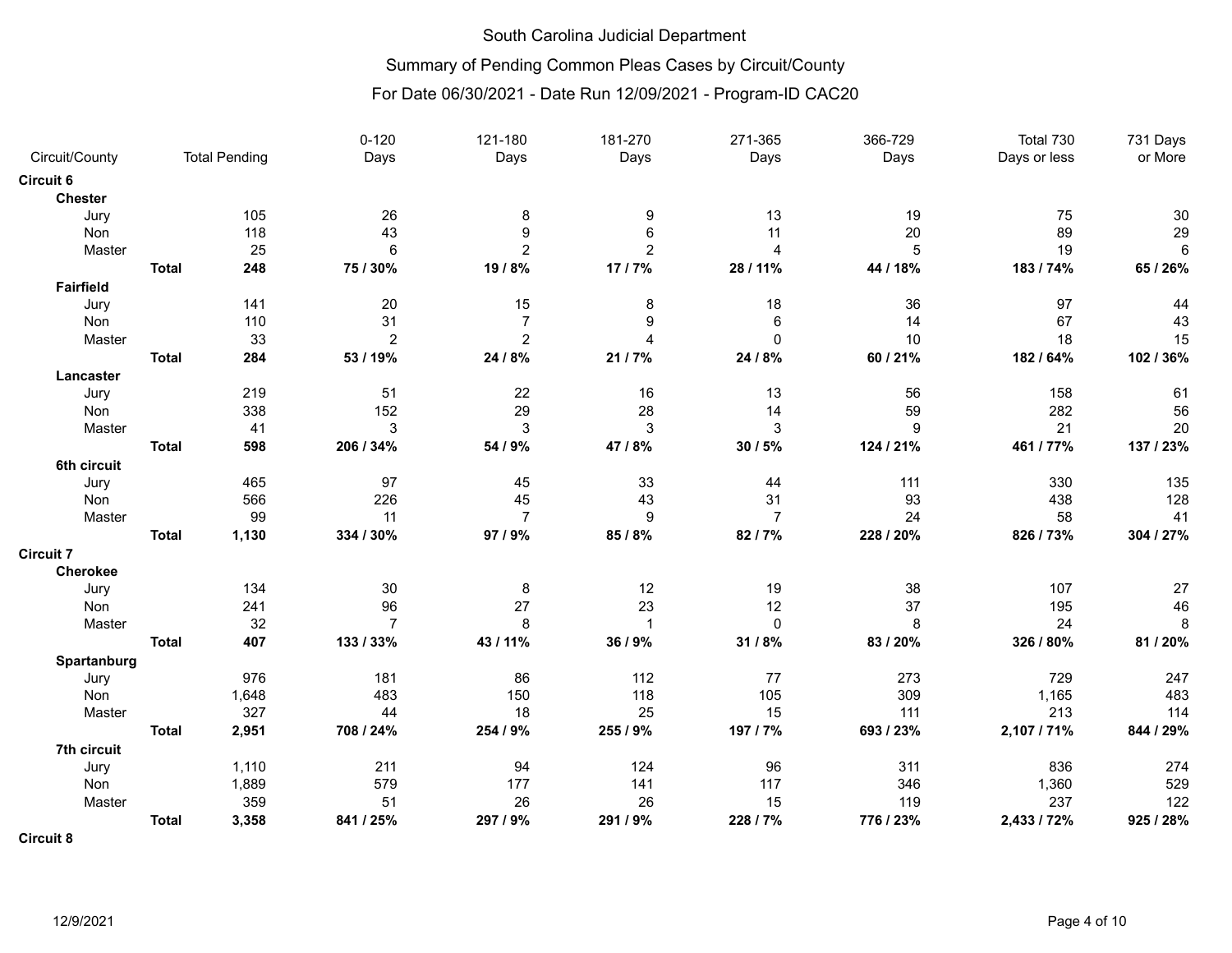South Carolina Judicial Department

Summary of Pending Common Pleas Cases by Circuit/County

For Date 06/30/2021 - Date Run 12/09/2021 - Program-ID CAC20

| Circuit/County | | Total Pending | 0-120 Days | 121-180 Days | 181-270 Days | 271-365 Days | 366-729 Days | Total 730 Days or less | 731 Days or More |
|---|---|---|---|---|---|---|---|---|---|
| **Circuit 6** | | | | | | | | | |
| **Chester** | | | | | | | | | |
| Jury | | 105 | 26 | 8 | 9 | 13 | 19 | 75 | 30 |
| Non | | 118 | 43 | 9 | 6 | 11 | 20 | 89 | 29 |
| Master | | 25 | 6 | 2 | 2 | 4 | 5 | 19 | 6 |
| | **Total** | **248** | **75 / 30%** | **19 / 8%** | **17 / 7%** | **28 / 11%** | **44 / 18%** | **183 / 74%** | **65 / 26%** |
| **Fairfield** | | | | | | | | | |
| Jury | | 141 | 20 | 15 | 8 | 18 | 36 | 97 | 44 |
| Non | | 110 | 31 | 7 | 9 | 6 | 14 | 67 | 43 |
| Master | | 33 | 2 | 2 | 4 | 0 | 10 | 18 | 15 |
| | **Total** | **284** | **53 / 19%** | **24 / 8%** | **21 / 7%** | **24 / 8%** | **60 / 21%** | **182 / 64%** | **102 / 36%** |
| **Lancaster** | | | | | | | | | |
| Jury | | 219 | 51 | 22 | 16 | 13 | 56 | 158 | 61 |
| Non | | 338 | 152 | 29 | 28 | 14 | 59 | 282 | 56 |
| Master | | 41 | 3 | 3 | 3 | 3 | 9 | 21 | 20 |
| | **Total** | **598** | **206 / 34%** | **54 / 9%** | **47 / 8%** | **30 / 5%** | **124 / 21%** | **461 / 77%** | **137 / 23%** |
| **6th circuit** | | | | | | | | | |
| Jury | | 465 | 97 | 45 | 33 | 44 | 111 | 330 | 135 |
| Non | | 566 | 226 | 45 | 43 | 31 | 93 | 438 | 128 |
| Master | | 99 | 11 | 7 | 9 | 7 | 24 | 58 | 41 |
| | **Total** | **1,130** | **334 / 30%** | **97 / 9%** | **85 / 8%** | **82 / 7%** | **228 / 20%** | **826 / 73%** | **304 / 27%** |
| **Circuit 7** | | | | | | | | | |
| **Cherokee** | | | | | | | | | |
| Jury | | 134 | 30 | 8 | 12 | 19 | 38 | 107 | 27 |
| Non | | 241 | 96 | 27 | 23 | 12 | 37 | 195 | 46 |
| Master | | 32 | 7 | 8 | 1 | 0 | 8 | 24 | 8 |
| | **Total** | **407** | **133 / 33%** | **43 / 11%** | **36 / 9%** | **31 / 8%** | **83 / 20%** | **326 / 80%** | **81 / 20%** |
| **Spartanburg** | | | | | | | | | |
| Jury | | 976 | 181 | 86 | 112 | 77 | 273 | 729 | 247 |
| Non | | 1,648 | 483 | 150 | 118 | 105 | 309 | 1,165 | 483 |
| Master | | 327 | 44 | 18 | 25 | 15 | 111 | 213 | 114 |
| | **Total** | **2,951** | **708 / 24%** | **254 / 9%** | **255 / 9%** | **197 / 7%** | **693 / 23%** | **2,107 / 71%** | **844 / 29%** |
| **7th circuit** | | | | | | | | | |
| Jury | | 1,110 | 211 | 94 | 124 | 96 | 311 | 836 | 274 |
| Non | | 1,889 | 579 | 177 | 141 | 117 | 346 | 1,360 | 529 |
| Master | | 359 | 51 | 26 | 26 | 15 | 119 | 237 | 122 |
| | **Total** | **3,358** | **841 / 25%** | **297 / 9%** | **291 / 9%** | **228 / 7%** | **776 / 23%** | **2,433 / 72%** | **925 / 28%** |
| **Circuit 8** | | | | | | | | | |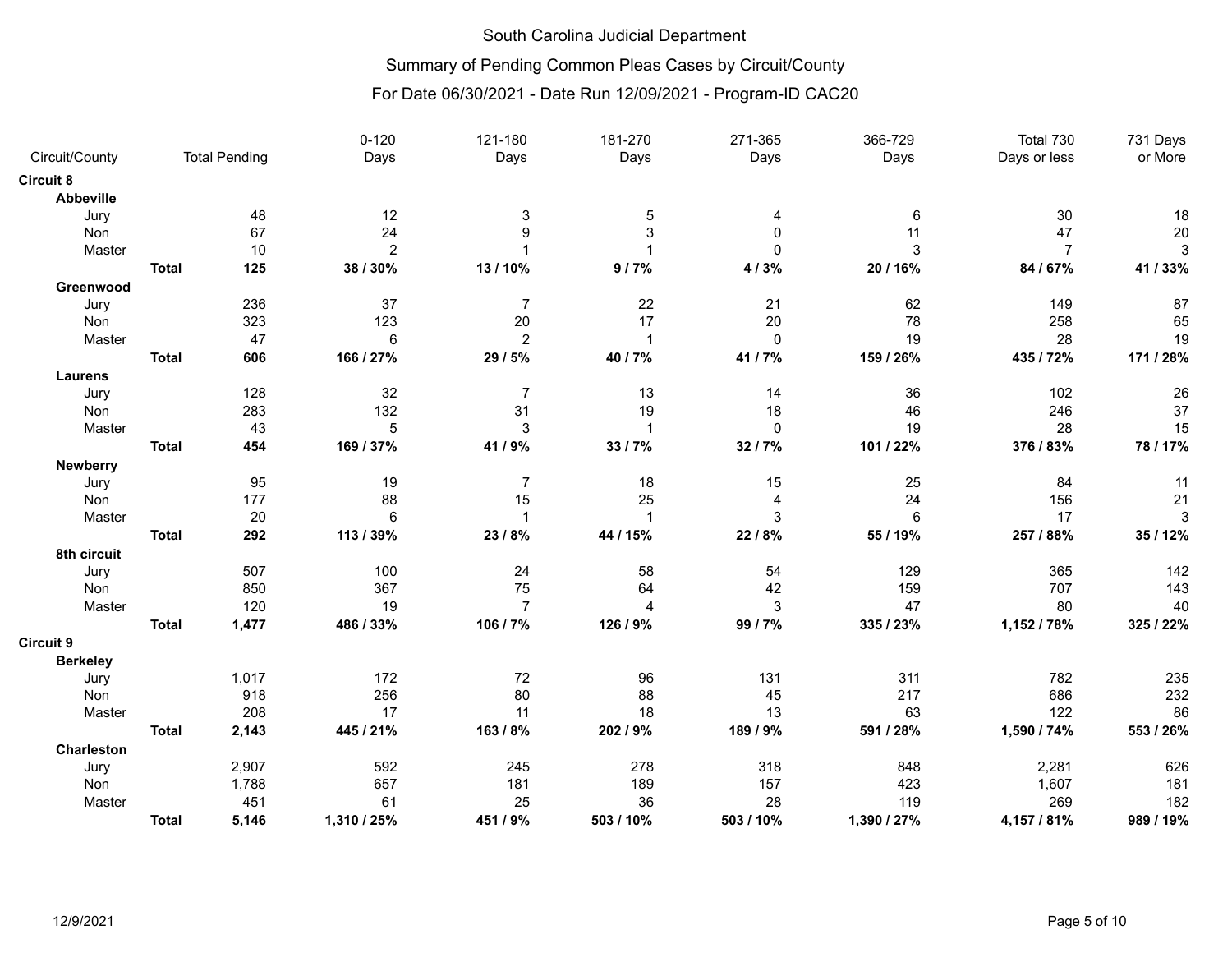# South Carolina Judicial Department

## Summary of Pending Common Pleas Cases by Circuit/County

### For Date 06/30/2021 - Date Run 12/09/2021 - Program-ID CAC20

| Circuit/County | | Total Pending | 0-120 Days | 121-180 Days | 181-270 Days | 271-365 Days | 366-729 Days | Total 730 Days or less | 731 Days or More |
|---|---|---|---|---|---|---|---|---|---|
| **Circuit 8** | | | | | | | | | |
| **Abbeville** | | | | | | | | | |
| Jury | | 48 | 12 | 3 | 5 | 4 | 6 | 30 | 18 |
| Non | | 67 | 24 | 9 | 3 | 0 | 11 | 47 | 20 |
| Master | | 10 | 2 | 1 | 1 | 0 | 3 | 7 | 3 |
| | **Total** | **125** | **38 / 30%** | **13 / 10%** | **9 / 7%** | **4 / 3%** | **20 / 16%** | **84 / 67%** | **41 / 33%** |
| **Greenwood** | | | | | | | | | |
| Jury | | 236 | 37 | 7 | 22 | 21 | 62 | 149 | 87 |
| Non | | 323 | 123 | 20 | 17 | 20 | 78 | 258 | 65 |
| Master | | 47 | 6 | 2 | 1 | 0 | 19 | 28 | 19 |
| | **Total** | **606** | **166 / 27%** | **29 / 5%** | **40 / 7%** | **41 / 7%** | **159 / 26%** | **435 / 72%** | **171 / 28%** |
| **Laurens** | | | | | | | | | |
| Jury | | 128 | 32 | 7 | 13 | 14 | 36 | 102 | 26 |
| Non | | 283 | 132 | 31 | 19 | 18 | 46 | 246 | 37 |
| Master | | 43 | 5 | 3 | 1 | 0 | 19 | 28 | 15 |
| | **Total** | **454** | **169 / 37%** | **41 / 9%** | **33 / 7%** | **32 / 7%** | **101 / 22%** | **376 / 83%** | **78 / 17%** |
| **Newberry** | | | | | | | | | |
| Jury | | 95 | 19 | 7 | 18 | 15 | 25 | 84 | 11 |
| Non | | 177 | 88 | 15 | 25 | 4 | 24 | 156 | 21 |
| Master | | 20 | 6 | 1 | 1 | 3 | 6 | 17 | 3 |
| | **Total** | **292** | **113 / 39%** | **23 / 8%** | **44 / 15%** | **22 / 8%** | **55 / 19%** | **257 / 88%** | **35 / 12%** |
| **8th circuit** | | | | | | | | | |
| Jury | | 507 | 100 | 24 | 58 | 54 | 129 | 365 | 142 |
| Non | | 850 | 367 | 75 | 64 | 42 | 159 | 707 | 143 |
| Master | | 120 | 19 | 7 | 4 | 3 | 47 | 80 | 40 |
| | **Total** | **1,477** | **486 / 33%** | **106 / 7%** | **126 / 9%** | **99 / 7%** | **335 / 23%** | **1,152 / 78%** | **325 / 22%** |
| **Circuit 9** | | | | | | | | | |
| **Berkeley** | | | | | | | | | |
| Jury | | 1,017 | 172 | 72 | 96 | 131 | 311 | 782 | 235 |
| Non | | 918 | 256 | 80 | 88 | 45 | 217 | 686 | 232 |
| Master | | 208 | 17 | 11 | 18 | 13 | 63 | 122 | 86 |
| | **Total** | **2,143** | **445 / 21%** | **163 / 8%** | **202 / 9%** | **189 / 9%** | **591 / 28%** | **1,590 / 74%** | **553 / 26%** |
| **Charleston** | | | | | | | | | |
| Jury | | 2,907 | 592 | 245 | 278 | 318 | 848 | 2,281 | 626 |
| Non | | 1,788 | 657 | 181 | 189 | 157 | 423 | 1,607 | 181 |
| Master | | 451 | 61 | 25 | 36 | 28 | 119 | 269 | 182 |
| | **Total** | **5,146** | **1,310 / 25%** | **451 / 9%** | **503 / 10%** | **503 / 10%** | **1,390 / 27%** | **4,157 / 81%** | **989 / 19%** |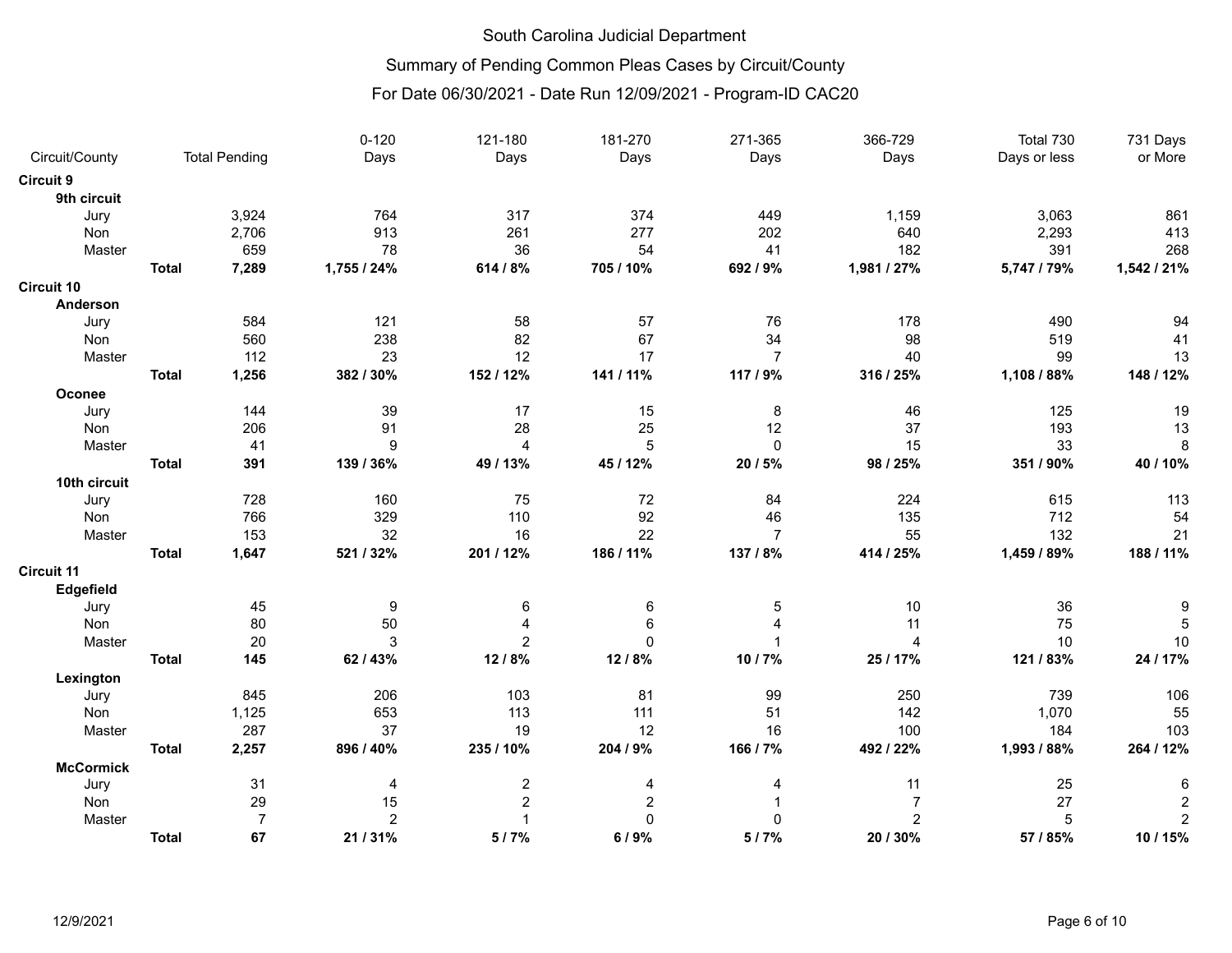# South Carolina Judicial Department

## Summary of Pending Common Pleas Cases by Circuit/County

### For Date 06/30/2021 - Date Run 12/09/2021 - Program-ID CAC20

| Circuit/County | | Total Pending | 0-120 Days | 121-180 Days | 181-270 Days | 271-365 Days | 366-729 Days | Total 730 Days or less | 731 Days or More |
|---|---|---|---|---|---|---|---|---|---|
| **Circuit 9** | | | | | | | | | |
| **9th circuit** | | | | | | | | | |
| Jury | | 3,924 | 764 | 317 | 374 | 449 | 1,159 | 3,063 | 861 |
| Non | | 2,706 | 913 | 261 | 277 | 202 | 640 | 2,293 | 413 |
| Master | | 659 | 78 | 36 | 54 | 41 | 182 | 391 | 268 |
| | **Total** | **7,289** | **1,755 / 24%** | **614 / 8%** | **705 / 10%** | **692 / 9%** | **1,981 / 27%** | **5,747 / 79%** | **1,542 / 21%** |
| **Circuit 10** | | | | | | | | | |
| **Anderson** | | | | | | | | | |
| Jury | | 584 | 121 | 58 | 57 | 76 | 178 | 490 | 94 |
| Non | | 560 | 238 | 82 | 67 | 34 | 98 | 519 | 41 |
| Master | | 112 | 23 | 12 | 17 | 7 | 40 | 99 | 13 |
| | **Total** | **1,256** | **382 / 30%** | **152 / 12%** | **141 / 11%** | **117 / 9%** | **316 / 25%** | **1,108 / 88%** | **148 / 12%** |
| **Oconee** | | | | | | | | | |
| Jury | | 144 | 39 | 17 | 15 | 8 | 46 | 125 | 19 |
| Non | | 206 | 91 | 28 | 25 | 12 | 37 | 193 | 13 |
| Master | | 41 | 9 | 4 | 5 | 0 | 15 | 33 | 8 |
| | **Total** | **391** | **139 / 36%** | **49 / 13%** | **45 / 12%** | **20 / 5%** | **98 / 25%** | **351 / 90%** | **40 / 10%** |
| **10th circuit** | | | | | | | | | |
| Jury | | 728 | 160 | 75 | 72 | 84 | 224 | 615 | 113 |
| Non | | 766 | 329 | 110 | 92 | 46 | 135 | 712 | 54 |
| Master | | 153 | 32 | 16 | 22 | 7 | 55 | 132 | 21 |
| | **Total** | **1,647** | **521 / 32%** | **201 / 12%** | **186 / 11%** | **137 / 8%** | **414 / 25%** | **1,459 / 89%** | **188 / 11%** |
| **Circuit 11** | | | | | | | | | |
| **Edgefield** | | | | | | | | | |
| Jury | | 45 | 9 | 6 | 6 | 5 | 10 | 36 | 9 |
| Non | | 80 | 50 | 4 | 6 | 4 | 11 | 75 | 5 |
| Master | | 20 | 3 | 2 | 0 | 1 | 4 | 10 | 10 |
| | **Total** | **145** | **62 / 43%** | **12 / 8%** | **12 / 8%** | **10 / 7%** | **25 / 17%** | **121 / 83%** | **24 / 17%** |
| **Lexington** | | | | | | | | | |
| Jury | | 845 | 206 | 103 | 81 | 99 | 250 | 739 | 106 |
| Non | | 1,125 | 653 | 113 | 111 | 51 | 142 | 1,070 | 55 |
| Master | | 287 | 37 | 19 | 12 | 16 | 100 | 184 | 103 |
| | **Total** | **2,257** | **896 / 40%** | **235 / 10%** | **204 / 9%** | **166 / 7%** | **492 / 22%** | **1,993 / 88%** | **264 / 12%** |
| **McCormick** | | | | | | | | | |
| Jury | | 31 | 4 | 2 | 4 | 4 | 11 | 25 | 6 |
| Non | | 29 | 15 | 2 | 2 | 1 | 7 | 27 | 2 |
| Master | | 7 | 2 | 1 | 0 | 0 | 2 | 5 | 2 |
| | **Total** | **67** | **21 / 31%** | **5 / 7%** | **6 / 9%** | **5 / 7%** | **20 / 30%** | **57 / 85%** | **10 / 15%** |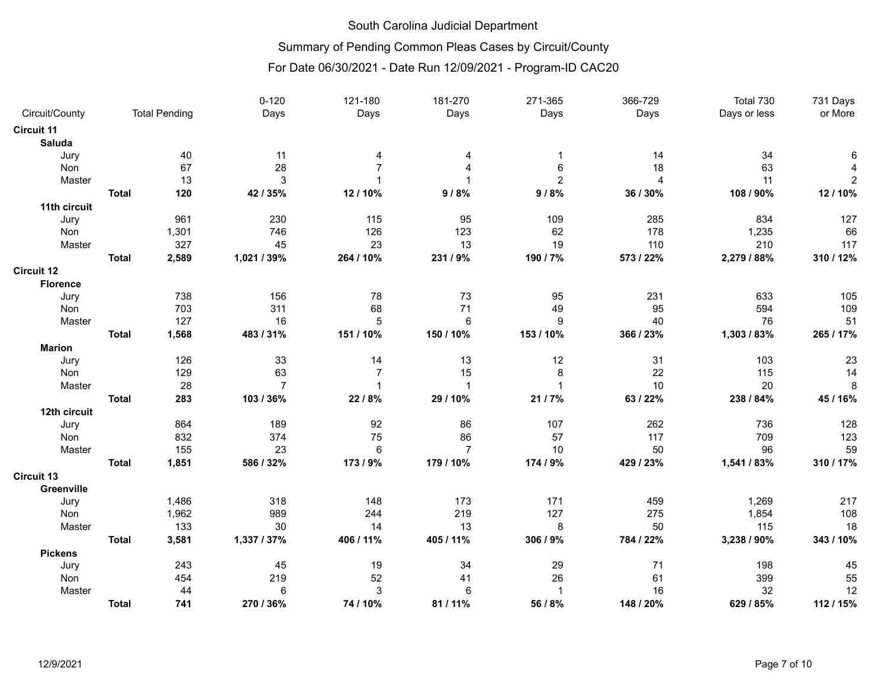South Carolina Judicial Department

Summary of Pending Common Pleas Cases by Circuit/County

For Date 06/30/2021 - Date Run 12/09/2021 - Program-ID CAC20

| Circuit/County | | Total Pending | 0-120 Days | 121-180 Days | 181-270 Days | 271-365 Days | 366-729 Days | Total 730 Days or less | 731 Days or More |
|---|---|---|---|---|---|---|---|---|---|
| **Circuit 11** | | | | | | | | | |
| **Saluda** | | | | | | | | | |
| Jury | | 40 | 11 | 4 | 4 | 1 | 14 | 34 | 6 |
| Non | | 67 | 28 | 7 | 4 | 6 | 18 | 63 | 4 |
| Master | | 13 | 3 | 1 | 1 | 2 | 4 | 11 | 2 |
| | **Total** | **120** | **42 / 35%** | **12 / 10%** | **9 / 8%** | **9 / 8%** | **36 / 30%** | **108 / 90%** | **12 / 10%** |
| **11th circuit** | | | | | | | | | |
| Jury | | 961 | 230 | 115 | 95 | 109 | 285 | 834 | 127 |
| Non | | 1,301 | 746 | 126 | 123 | 62 | 178 | 1,235 | 66 |
| Master | | 327 | 45 | 23 | 13 | 19 | 110 | 210 | 117 |
| | **Total** | **2,589** | **1,021 / 39%** | **264 / 10%** | **231 / 9%** | **190 / 7%** | **573 / 22%** | **2,279 / 88%** | **310 / 12%** |
| **Circuit 12** | | | | | | | | | |
| **Florence** | | | | | | | | | |
| Jury | | 738 | 156 | 78 | 73 | 95 | 231 | 633 | 105 |
| Non | | 703 | 311 | 68 | 71 | 49 | 95 | 594 | 109 |
| Master | | 127 | 16 | 5 | 6 | 9 | 40 | 76 | 51 |
| | **Total** | **1,568** | **483 / 31%** | **151 / 10%** | **150 / 10%** | **153 / 10%** | **366 / 23%** | **1,303 / 83%** | **265 / 17%** |
| **Marion** | | | | | | | | | |
| Jury | | 126 | 33 | 14 | 13 | 12 | 31 | 103 | 23 |
| Non | | 129 | 63 | 7 | 15 | 8 | 22 | 115 | 14 |
| Master | | 28 | 7 | 1 | 1 | 1 | 10 | 20 | 8 |
| | **Total** | **283** | **103 / 36%** | **22 / 8%** | **29 / 10%** | **21 / 7%** | **63 / 22%** | **238 / 84%** | **45 / 16%** |
| **12th circuit** | | | | | | | | | |
| Jury | | 864 | 189 | 92 | 86 | 107 | 262 | 736 | 128 |
| Non | | 832 | 374 | 75 | 86 | 57 | 117 | 709 | 123 |
| Master | | 155 | 23 | 6 | 7 | 10 | 50 | 96 | 59 |
| | **Total** | **1,851** | **586 / 32%** | **173 / 9%** | **179 / 10%** | **174 / 9%** | **429 / 23%** | **1,541 / 83%** | **310 / 17%** |
| **Circuit 13** | | | | | | | | | |
| **Greenville** | | | | | | | | | |
| Jury | | 1,486 | 318 | 148 | 173 | 171 | 459 | 1,269 | 217 |
| Non | | 1,962 | 989 | 244 | 219 | 127 | 275 | 1,854 | 108 |
| Master | | 133 | 30 | 14 | 13 | 8 | 50 | 115 | 18 |
| | **Total** | **3,581** | **1,337 / 37%** | **406 / 11%** | **405 / 11%** | **306 / 9%** | **784 / 22%** | **3,238 / 90%** | **343 / 10%** |
| **Pickens** | | | | | | | | | |
| Jury | | 243 | 45 | 19 | 34 | 29 | 71 | 198 | 45 |
| Non | | 454 | 219 | 52 | 41 | 26 | 61 | 399 | 55 |
| Master | | 44 | 6 | 3 | 6 | 1 | 16 | 32 | 12 |
| | **Total** | **741** | **270 / 36%** | **74 / 10%** | **81 / 11%** | **56 / 8%** | **148 / 20%** | **629 / 85%** | **112 / 15%** |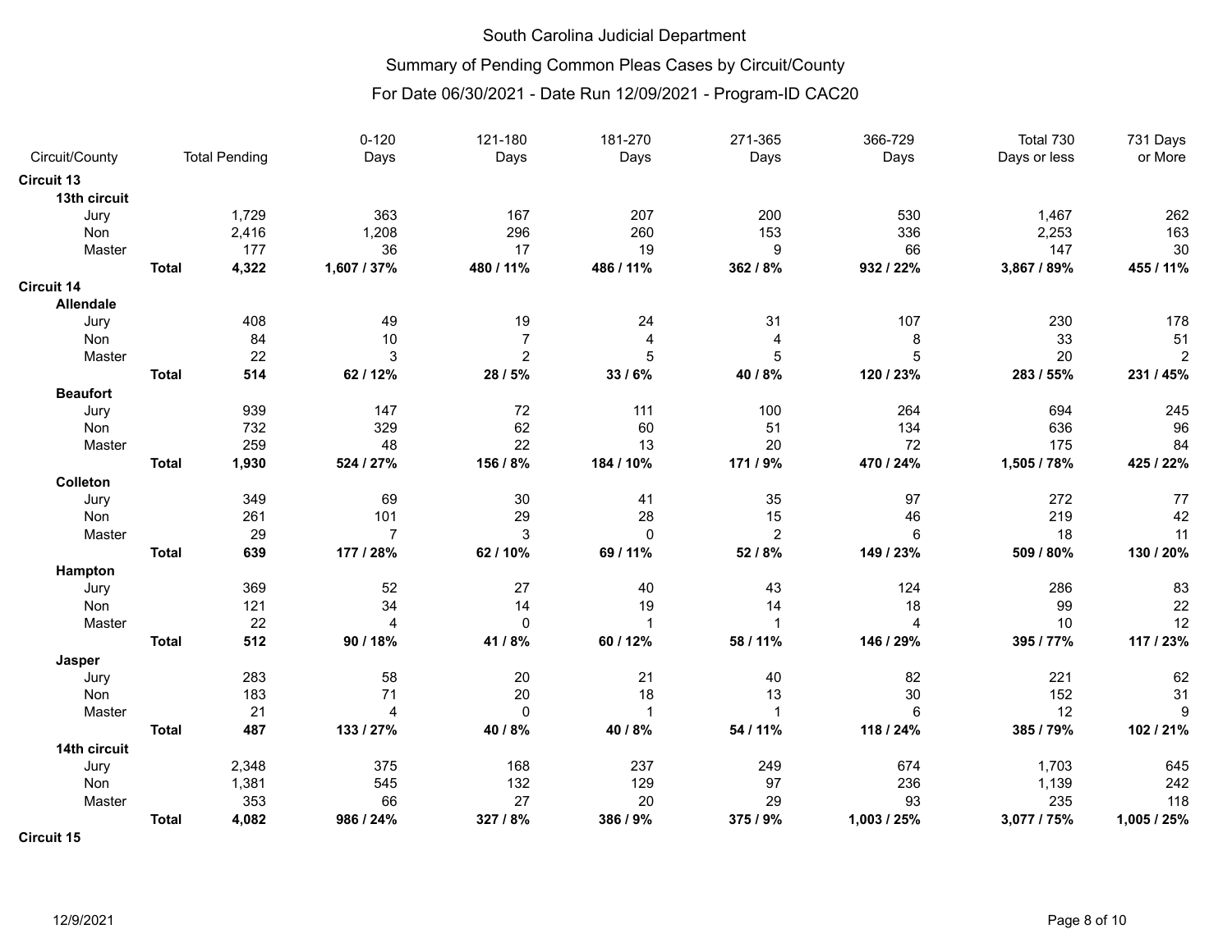# South Carolina Judicial Department

## Summary of Pending Common Pleas Cases by Circuit/County

### For Date 06/30/2021 - Date Run 12/09/2021 - Program-ID CAC20

| Circuit/County | | Total Pending | 0-120 Days | 121-180 Days | 181-270 Days | 271-365 Days | 366-729 Days | Total 730 Days or less | 731 Days or More |
|---|---|---|---|---|---|---|---|---|---|
| **Circuit 13** | | | | | | | | | |
| **13th circuit** | | | | | | | | | |
| Jury | | 1,729 | 363 | 167 | 207 | 200 | 530 | 1,467 | 262 |
| Non | | 2,416 | 1,208 | 296 | 260 | 153 | 336 | 2,253 | 163 |
| Master | | 177 | 36 | 17 | 19 | 9 | 66 | 147 | 30 |
| | **Total** | **4,322** | **1,607 / 37%** | **480 / 11%** | **486 / 11%** | **362 / 8%** | **932 / 22%** | **3,867 / 89%** | **455 / 11%** |
| **Circuit 14** | | | | | | | | | |
| **Allendale** | | | | | | | | | |
| Jury | | 408 | 49 | 19 | 24 | 31 | 107 | 230 | 178 |
| Non | | 84 | 10 | 7 | 4 | 4 | 8 | 33 | 51 |
| Master | | 22 | 3 | 2 | 5 | 5 | 5 | 20 | 2 |
| | **Total** | **514** | **62 / 12%** | **28 / 5%** | **33 / 6%** | **40 / 8%** | **120 / 23%** | **283 / 55%** | **231 / 45%** |
| **Beaufort** | | | | | | | | | |
| Jury | | 939 | 147 | 72 | 111 | 100 | 264 | 694 | 245 |
| Non | | 732 | 329 | 62 | 60 | 51 | 134 | 636 | 96 |
| Master | | 259 | 48 | 22 | 13 | 20 | 72 | 175 | 84 |
| | **Total** | **1,930** | **524 / 27%** | **156 / 8%** | **184 / 10%** | **171 / 9%** | **470 / 24%** | **1,505 / 78%** | **425 / 22%** |
| **Colleton** | | | | | | | | | |
| Jury | | 349 | 69 | 30 | 41 | 35 | 97 | 272 | 77 |
| Non | | 261 | 101 | 29 | 28 | 15 | 46 | 219 | 42 |
| Master | | 29 | 7 | 3 | 0 | 2 | 6 | 18 | 11 |
| | **Total** | **639** | **177 / 28%** | **62 / 10%** | **69 / 11%** | **52 / 8%** | **149 / 23%** | **509 / 80%** | **130 / 20%** |
| **Hampton** | | | | | | | | | |
| Jury | | 369 | 52 | 27 | 40 | 43 | 124 | 286 | 83 |
| Non | | 121 | 34 | 14 | 19 | 14 | 18 | 99 | 22 |
| Master | | 22 | 4 | 0 | 1 | 1 | 4 | 10 | 12 |
| | **Total** | **512** | **90 / 18%** | **41 / 8%** | **60 / 12%** | **58 / 11%** | **146 / 29%** | **395 / 77%** | **117 / 23%** |
| **Jasper** | | | | | | | | | |
| Jury | | 283 | 58 | 20 | 21 | 40 | 82 | 221 | 62 |
| Non | | 183 | 71 | 20 | 18 | 13 | 30 | 152 | 31 |
| Master | | 21 | 4 | 0 | 1 | 1 | 6 | 12 | 9 |
| | **Total** | **487** | **133 / 27%** | **40 / 8%** | **40 / 8%** | **54 / 11%** | **118 / 24%** | **385 / 79%** | **102 / 21%** |
| **14th circuit** | | | | | | | | | |
| Jury | | 2,348 | 375 | 168 | 237 | 249 | 674 | 1,703 | 645 |
| Non | | 1,381 | 545 | 132 | 129 | 97 | 236 | 1,139 | 242 |
| Master | | 353 | 66 | 27 | 20 | 29 | 93 | 235 | 118 |
| | **Total** | **4,082** | **986 / 24%** | **327 / 8%** | **386 / 9%** | **375 / 9%** | **1,003 / 25%** | **3,077 / 75%** | **1,005 / 25%** |
| **Circuit 15** | | | | | | | | | |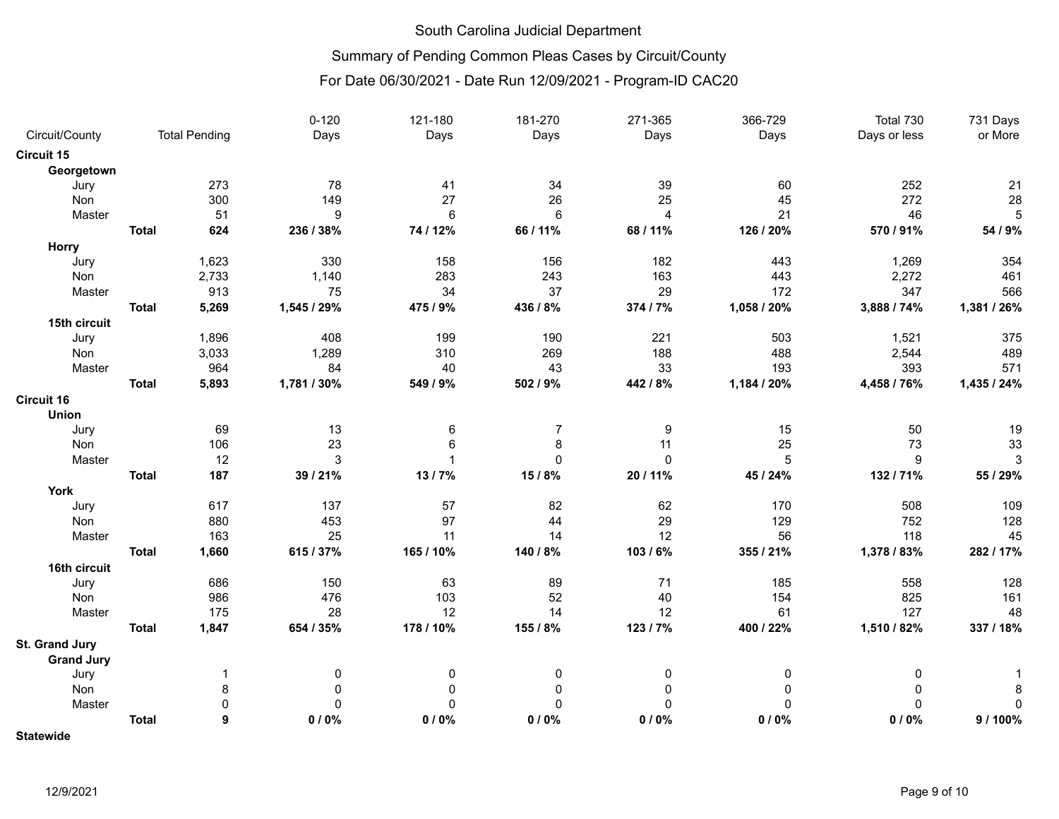South Carolina Judicial Department

Summary of Pending Common Pleas Cases by Circuit/County

For Date 06/30/2021 - Date Run 12/09/2021 - Program-ID CAC20

| Circuit/County | | Total Pending | 0-120 Days | 121-180 Days | 181-270 Days | 271-365 Days | 366-729 Days | Total 730 Days or less | 731 Days or More |
|---|---|---|---|---|---|---|---|---|---|
| **Circuit 15** | | | | | | | | | |
| **Georgetown** | | | | | | | | | |
| Jury | | 273 | 78 | 41 | 34 | 39 | 60 | 252 | 21 |
| Non | | 300 | 149 | 27 | 26 | 25 | 45 | 272 | 28 |
| Master | | 51 | 9 | 6 | 6 | 4 | 21 | 46 | 5 |
| | **Total** | **624** | **236 / 38%** | **74 / 12%** | **66 / 11%** | **68 / 11%** | **126 / 20%** | **570 / 91%** | **54 / 9%** |
| **Horry** | | | | | | | | | |
| Jury | | 1,623 | 330 | 158 | 156 | 182 | 443 | 1,269 | 354 |
| Non | | 2,733 | 1,140 | 283 | 243 | 163 | 443 | 2,272 | 461 |
| Master | | 913 | 75 | 34 | 37 | 29 | 172 | 347 | 566 |
| | **Total** | **5,269** | **1,545 / 29%** | **475 / 9%** | **436 / 8%** | **374 / 7%** | **1,058 / 20%** | **3,888 / 74%** | **1,381 / 26%** |
| **15th circuit** | | | | | | | | | |
| Jury | | 1,896 | 408 | 199 | 190 | 221 | 503 | 1,521 | 375 |
| Non | | 3,033 | 1,289 | 310 | 269 | 188 | 488 | 2,544 | 489 |
| Master | | 964 | 84 | 40 | 43 | 33 | 193 | 393 | 571 |
| | **Total** | **5,893** | **1,781 / 30%** | **549 / 9%** | **502 / 9%** | **442 / 8%** | **1,184 / 20%** | **4,458 / 76%** | **1,435 / 24%** |
| **Circuit 16** | | | | | | | | | |
| **Union** | | | | | | | | | |
| Jury | | 69 | 13 | 6 | 7 | 9 | 15 | 50 | 19 |
| Non | | 106 | 23 | 6 | 8 | 11 | 25 | 73 | 33 |
| Master | | 12 | 3 | 1 | 0 | 0 | 5 | 9 | 3 |
| | **Total** | **187** | **39 / 21%** | **13 / 7%** | **15 / 8%** | **20 / 11%** | **45 / 24%** | **132 / 71%** | **55 / 29%** |
| **York** | | | | | | | | | |
| Jury | | 617 | 137 | 57 | 82 | 62 | 170 | 508 | 109 |
| Non | | 880 | 453 | 97 | 44 | 29 | 129 | 752 | 128 |
| Master | | 163 | 25 | 11 | 14 | 12 | 56 | 118 | 45 |
| | **Total** | **1,660** | **615 / 37%** | **165 / 10%** | **140 / 8%** | **103 / 6%** | **355 / 21%** | **1,378 / 83%** | **282 / 17%** |
| **16th circuit** | | | | | | | | | |
| Jury | | 686 | 150 | 63 | 89 | 71 | 185 | 558 | 128 |
| Non | | 986 | 476 | 103 | 52 | 40 | 154 | 825 | 161 |
| Master | | 175 | 28 | 12 | 14 | 12 | 61 | 127 | 48 |
| | **Total** | **1,847** | **654 / 35%** | **178 / 10%** | **155 / 8%** | **123 / 7%** | **400 / 22%** | **1,510 / 82%** | **337 / 18%** |
| **St. Grand Jury** | | | | | | | | | |
| **Grand Jury** | | | | | | | | | |
| Jury | | 1 | 0 | 0 | 0 | 0 | 0 | 0 | 1 |
| Non | | 8 | 0 | 0 | 0 | 0 | 0 | 0 | 8 |
| Master | | 0 | 0 | 0 | 0 | 0 | 0 | 0 | 0 |
| | **Total** | **9** | **0 / 0%** | **0 / 0%** | **0 / 0%** | **0 / 0%** | **0 / 0%** | **0 / 0%** | **9 / 100%** |
| **Statewide** | | | | | | | | | |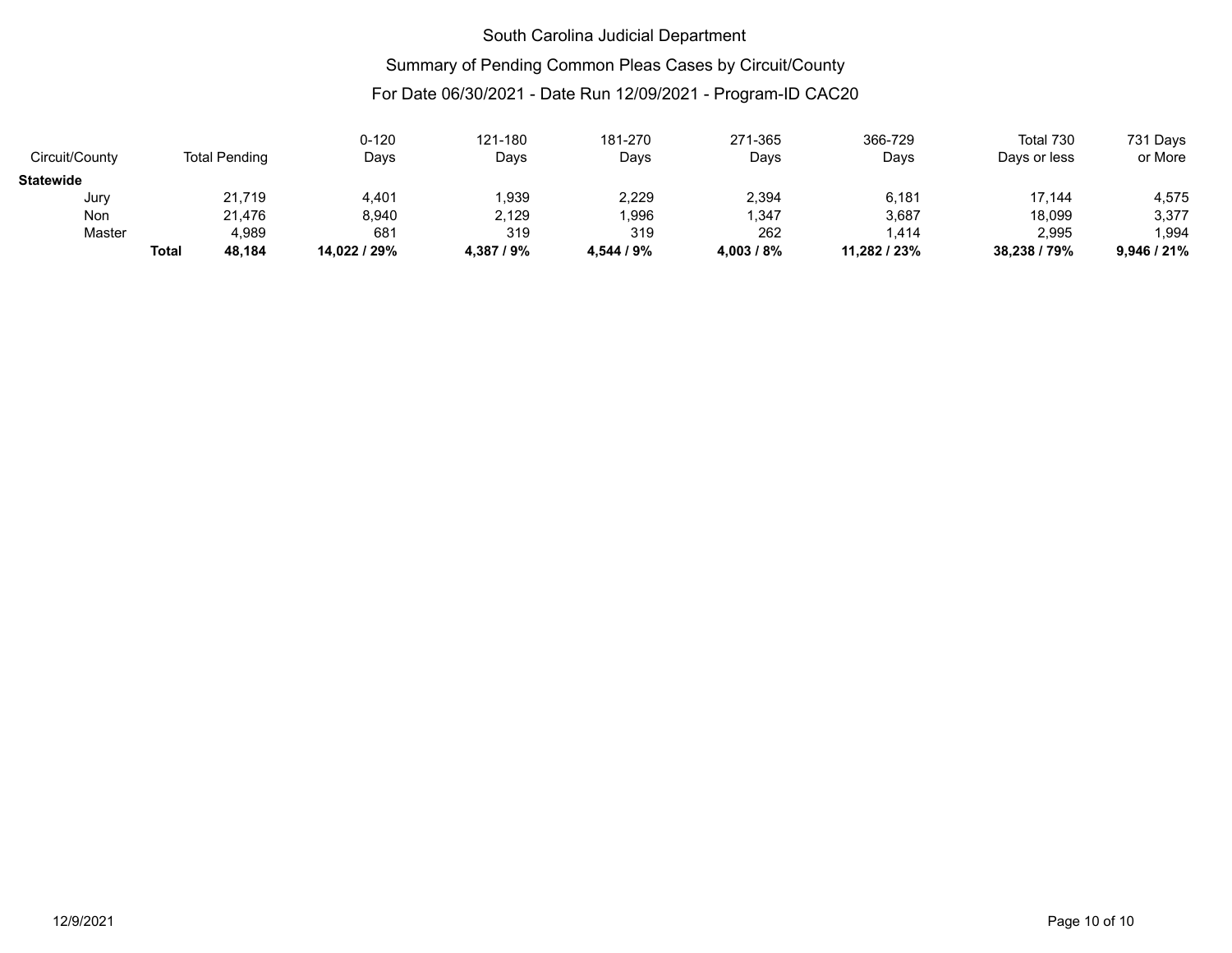South Carolina Judicial Department

Summary of Pending Common Pleas Cases by Circuit/County

For Date 06/30/2021 - Date Run 12/09/2021 - Program-ID CAC20

| Circuit/County | | Total Pending | 0-120 Days | 121-180 Days | 181-270 Days | 271-365 Days | 366-729 Days | Total 730 Days or less | 731 Days or More |
|---|---|---|---|---|---|---|---|---|---|
| **Statewide** | | | | | | | | | |
| Jury | | 21,719 | 4,401 | 1,939 | 2,229 | 2,394 | 6,181 | 17,144 | 4,575 |
| Non | | 21,476 | 8,940 | 2,129 | 1,996 | 1,347 | 3,687 | 18,099 | 3,377 |
| Master | | 4,989 | 681 | 319 | 319 | 262 | 1,414 | 2,995 | 1,994 |
| | **Total** | **48,184** | **14,022 / 29%** | **4,387 / 9%** | **4,544 / 9%** | **4,003 / 8%** | **11,282 / 23%** | **38,238 / 79%** | **9,946 / 21%** |

12/9/2021